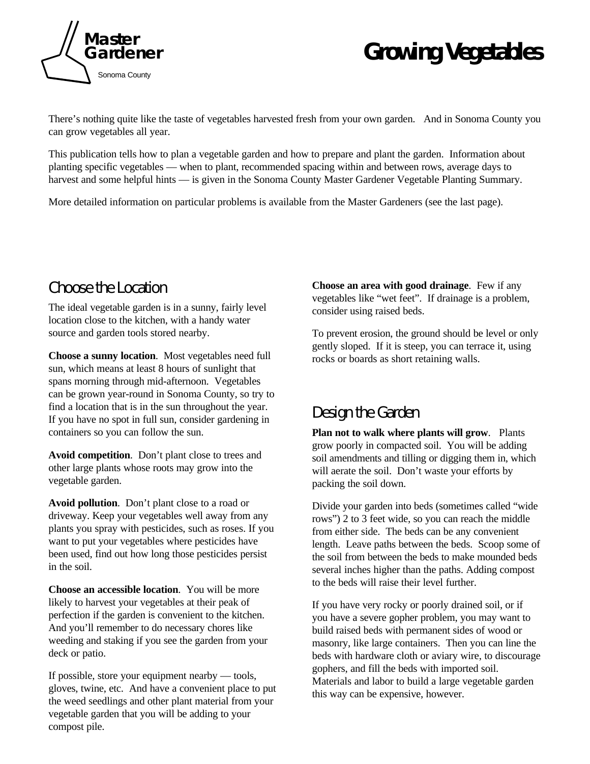Master Gardener

Sonoma County

# Growing Vegetables

There's nothing quite like the taste of vegetables harvested fresh from your own garden. And in Sonoma County you can grow vegetables all year.

This publication tells how to plan a vegetable garden and how to prepare and plant the garden. Information about planting specific vegetables — when to plant, recommended spacing within and between rows, average days to harvest and some helpful hints — is given in the Sonoma County Master Gardener Vegetable Planting Summary.

More detailed information on particular problems is available from the Master Gardeners (see the last page).

## Choose the Location

The ideal vegetable garden is in a sunny, fairly level location close to the kitchen, with a handy water source and garden tools stored nearby.

**Choose a sunny location**. Most vegetables need full sun, which means at least 8 hours of sunlight that spans morning through mid-afternoon. Vegetables can be grown year-round in Sonoma County, so try to find a location that is in the sun throughout the year. If you have no spot in full sun, consider gardening in containers so you can follow the sun.

**Avoid competition**. Don't plant close to trees and other large plants whose roots may grow into the vegetable garden.

**Avoid pollution**. Don't plant close to a road or driveway. Keep your vegetables well away from any plants you spray with pesticides, such as roses. If you want to put your vegetables where pesticides have been used, find out how long those pesticides persist in the soil.

**Choose an accessible location**. You will be more likely to harvest your vegetables at their peak of perfection if the garden is convenient to the kitchen. And you'll remember to do necessary chores like weeding and staking if you see the garden from your deck or patio.

If possible, store your equipment nearby — tools, gloves, twine, etc. And have a convenient place to put the weed seedlings and other plant material from your vegetable garden that you will be adding to your compost pile.

**Choose an area with good drainage**. Few if any vegetables like "wet feet". If drainage is a problem, consider using raised beds.

To prevent erosion, the ground should be level or only gently sloped. If it is steep, you can terrace it, using rocks or boards as short retaining walls.

## Design the Garden

**Plan not to walk where plants will grow**. Plants grow poorly in compacted soil. You will be adding soil amendments and tilling or digging them in, which will aerate the soil. Don't waste your efforts by packing the soil down.

Divide your garden into beds (sometimes called "wide rows") 2 to 3 feet wide, so you can reach the middle from either side. The beds can be any convenient length. Leave paths between the beds. Scoop some of the soil from between the beds to make mounded beds several inches higher than the paths. Adding compost to the beds will raise their level further.

If you have very rocky or poorly drained soil, or if you have a severe gopher problem, you may want to build raised beds with permanent sides of wood or masonry, like large containers. Then you can line the beds with hardware cloth or aviary wire, to discourage gophers, and fill the beds with imported soil. Materials and labor to build a large vegetable garden this way can be expensive, however.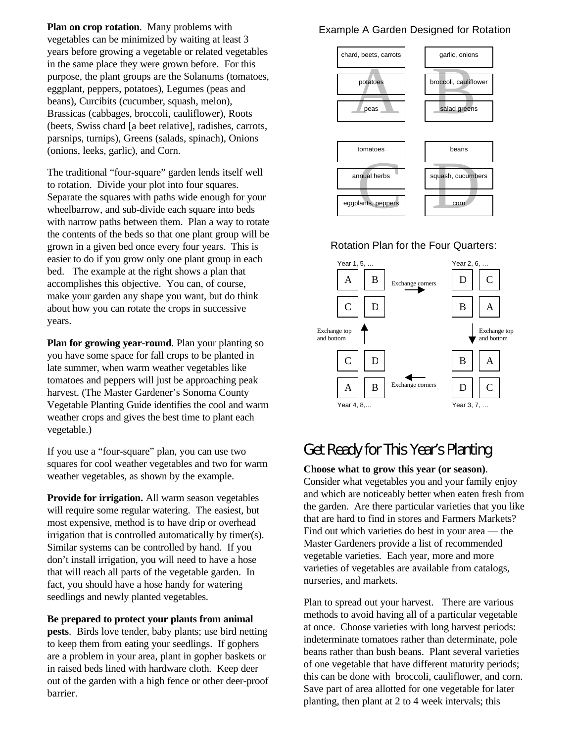**Plan on crop rotation**. Many problems with vegetables can be minimized by waiting at least 3 years before growing a vegetable or related vegetables in the same place they were grown before. For this purpose, the plant groups are the Solanums (tomatoes, eggplant, peppers, potatoes), Legumes (peas and beans), Curcibits (cucumber, squash, melon), Brassicas (cabbages, broccoli, cauliflower), Roots (beets, Swiss chard [a beet relative], radishes, carrots, parsnips, turnips), Greens (salads, spinach), Onions (onions, leeks, garlic), and Corn.

The traditional "four-square" garden lends itself well to rotation. Divide your plot into four squares. Separate the squares with paths wide enough for your wheelbarrow, and sub-divide each square into beds with narrow paths between them. Plan a way to rotate the contents of the beds so that one plant group will be grown in a given bed once every four years. This is easier to do if you grow only one plant group in each bed. The example at the right shows a plan that accomplishes this objective. You can, of course, make your garden any shape you want, but do think about how you can rotate the crops in successive years.

**Plan for growing year-round**. Plan your planting so you have some space for fall crops to be planted in late summer, when warm weather vegetables like tomatoes and peppers will just be approaching peak harvest. (The Master Gardener's Sonoma County Vegetable Planting Guide identifies the cool and warm weather crops and gives the best time to plant each vegetable.)

If you use a "four-square" plan, you can use two squares for cool weather vegetables and two for warm weather vegetables, as shown by the example.

**Provide for irrigation.** All warm season vegetables will require some regular watering. The easiest, but most expensive, method is to have drip or overhead irrigation that is controlled automatically by timer(s). Similar systems can be controlled by hand. If you don't install irrigation, you will need to have a hose that will reach all parts of the vegetable garden. In fact, you should have a hose handy for watering seedlings and newly planted vegetables.

**Be prepared to protect your plants from animal pests**. Birds love tender, baby plants; use bird netting to keep them from eating your seedlings. If gophers are a problem in your area, plant in gopher baskets or in raised beds lined with hardware cloth. Keep deer out of the garden with a high fence or other deer-proof barrier.

Example A Garden Designed for Rotation

| A | B |
|---|---|
| chard, beets, carrots | garlic, onions |
| potatoes | broccoli, cauliflower |
| peas | salad greens |

| C | D |
|---|---|
| tomatoes | beans |
| annual herbs | squash, cucumbers |
| eggplants, peppers | corn |

Rotation Plan for the Four Quarters:

Year 1, 5, …

| A | B |
|---|---|
| C | D |

Exchange corners →

Year 2, 6, …

| D | C |
|---|---|
| B | A |

Exchange top and bottom ↓

Year 3, 7, …

| B | A |
|---|---|
| D | C |

← Exchange corners

Year 4, 8,…

| C | D |
|---|---|
| A | B |

Exchange top and bottom ↑

## Get Ready for This Year's Planting

**Choose what to grow this year (or season)**. Consider what vegetables you and your family enjoy and which are noticeably better when eaten fresh from the garden. Are there particular varieties that you like that are hard to find in stores and Farmers Markets? Find out which varieties do best in your area — the Master Gardeners provide a list of recommended vegetable varieties. Each year, more and more varieties of vegetables are available from catalogs, nurseries, and markets.

Plan to spread out your harvest. There are various methods to avoid having all of a particular vegetable at once. Choose varieties with long harvest periods: indeterminate tomatoes rather than determinate, pole beans rather than bush beans. Plant several varieties of one vegetable that have different maturity periods; this can be done with broccoli, cauliflower, and corn. Save part of area allotted for one vegetable for later planting, then plant at 2 to 4 week intervals; this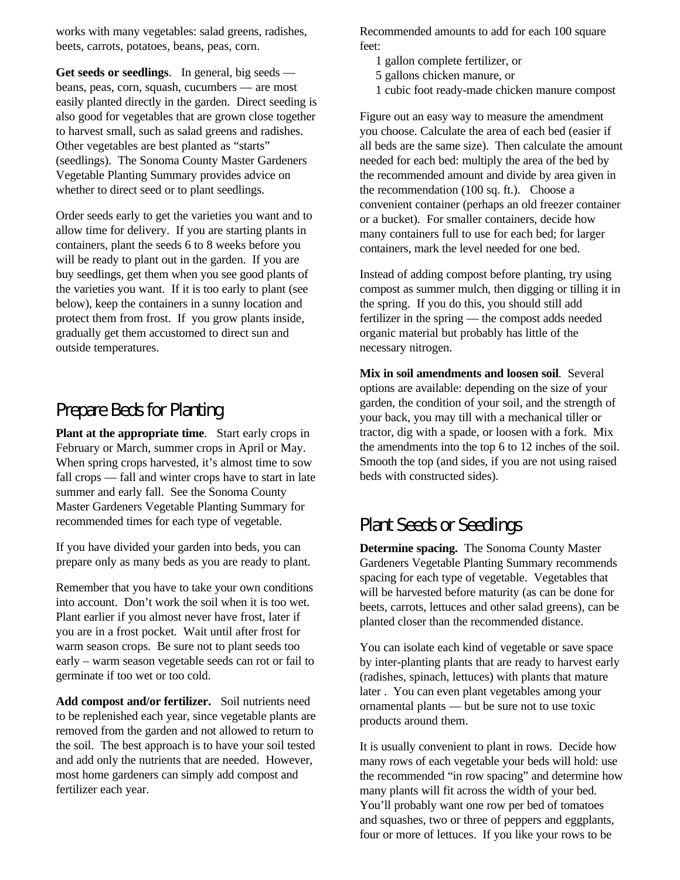works with many vegetables: salad greens, radishes, beets, carrots, potatoes, beans, peas, corn.

**Get seeds or seedlings**. In general, big seeds — beans, peas, corn, squash, cucumbers — are most easily planted directly in the garden. Direct seeding is also good for vegetables that are grown close together to harvest small, such as salad greens and radishes. Other vegetables are best planted as "starts" (seedlings). The Sonoma County Master Gardeners Vegetable Planting Summary provides advice on whether to direct seed or to plant seedlings.

Order seeds early to get the varieties you want and to allow time for delivery. If you are starting plants in containers, plant the seeds 6 to 8 weeks before you will be ready to plant out in the garden. If you are buy seedlings, get them when you see good plants of the varieties you want. If it is too early to plant (see below), keep the containers in a sunny location and protect them from frost. If you grow plants inside, gradually get them accustomed to direct sun and outside temperatures.

## Prepare Beds for Planting

**Plant at the appropriate time**. Start early crops in February or March, summer crops in April or May. When spring crops harvested, it's almost time to sow fall crops — fall and winter crops have to start in late summer and early fall. See the Sonoma County Master Gardeners Vegetable Planting Summary for recommended times for each type of vegetable.

If you have divided your garden into beds, you can prepare only as many beds as you are ready to plant.

Remember that you have to take your own conditions into account. Don't work the soil when it is too wet. Plant earlier if you almost never have frost, later if you are in a frost pocket. Wait until after frost for warm season crops. Be sure not to plant seeds too early – warm season vegetable seeds can rot or fail to germinate if too wet or too cold.

**Add compost and/or fertilizer.** Soil nutrients need to be replenished each year, since vegetable plants are removed from the garden and not allowed to return to the soil. The best approach is to have your soil tested and add only the nutrients that are needed. However, most home gardeners can simply add compost and fertilizer each year.

Recommended amounts to add for each 100 square feet:

- 1 gallon complete fertilizer, or
- 5 gallons chicken manure, or
- 1 cubic foot ready-made chicken manure compost

Figure out an easy way to measure the amendment you choose. Calculate the area of each bed (easier if all beds are the same size). Then calculate the amount needed for each bed: multiply the area of the bed by the recommended amount and divide by area given in the recommendation (100 sq. ft.). Choose a convenient container (perhaps an old freezer container or a bucket). For smaller containers, decide how many containers full to use for each bed; for larger containers, mark the level needed for one bed.

Instead of adding compost before planting, try using compost as summer mulch, then digging or tilling it in the spring. If you do this, you should still add fertilizer in the spring — the compost adds needed organic material but probably has little of the necessary nitrogen.

**Mix in soil amendments and loosen soil**. Several options are available: depending on the size of your garden, the condition of your soil, and the strength of your back, you may till with a mechanical tiller or tractor, dig with a spade, or loosen with a fork. Mix the amendments into the top 6 to 12 inches of the soil. Smooth the top (and sides, if you are not using raised beds with constructed sides).

## Plant Seeds or Seedlings

**Determine spacing.** The Sonoma County Master Gardeners Vegetable Planting Summary recommends spacing for each type of vegetable. Vegetables that will be harvested before maturity (as can be done for beets, carrots, lettuces and other salad greens), can be planted closer than the recommended distance.

You can isolate each kind of vegetable or save space by inter-planting plants that are ready to harvest early (radishes, spinach, lettuces) with plants that mature later . You can even plant vegetables among your ornamental plants — but be sure not to use toxic products around them.

It is usually convenient to plant in rows. Decide how many rows of each vegetable your beds will hold: use the recommended "in row spacing" and determine how many plants will fit across the width of your bed. You'll probably want one row per bed of tomatoes and squashes, two or three of peppers and eggplants, four or more of lettuces. If you like your rows to be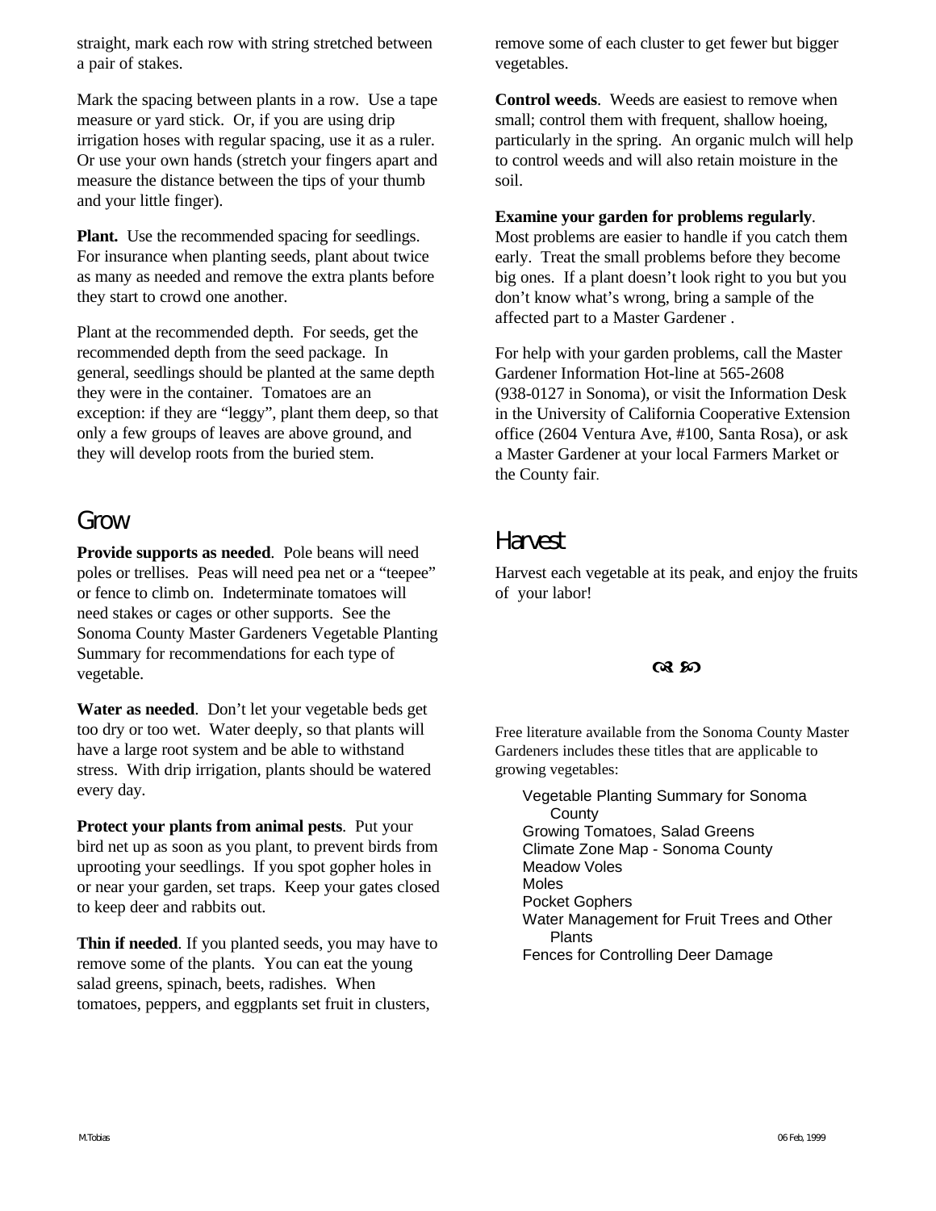straight, mark each row with string stretched between a pair of stakes.

Mark the spacing between plants in a row. Use a tape measure or yard stick. Or, if you are using drip irrigation hoses with regular spacing, use it as a ruler. Or use your own hands (stretch your fingers apart and measure the distance between the tips of your thumb and your little finger).

**Plant.** Use the recommended spacing for seedlings. For insurance when planting seeds, plant about twice as many as needed and remove the extra plants before they start to crowd one another.

Plant at the recommended depth. For seeds, get the recommended depth from the seed package. In general, seedlings should be planted at the same depth they were in the container. Tomatoes are an exception: if they are "leggy", plant them deep, so that only a few groups of leaves are above ground, and they will develop roots from the buried stem.

## Grow

**Provide supports as needed**. Pole beans will need poles or trellises. Peas will need pea net or a "teepee" or fence to climb on. Indeterminate tomatoes will need stakes or cages or other supports. See the Sonoma County Master Gardeners Vegetable Planting Summary for recommendations for each type of vegetable.

**Water as needed**. Don't let your vegetable beds get too dry or too wet. Water deeply, so that plants will have a large root system and be able to withstand stress. With drip irrigation, plants should be watered every day.

**Protect your plants from animal pests**. Put your bird net up as soon as you plant, to prevent birds from uprooting your seedlings. If you spot gopher holes in or near your garden, set traps. Keep your gates closed to keep deer and rabbits out.

**Thin if needed**. If you planted seeds, you may have to remove some of the plants. You can eat the young salad greens, spinach, beets, radishes. When tomatoes, peppers, and eggplants set fruit in clusters, remove some of each cluster to get fewer but bigger vegetables.

**Control weeds**. Weeds are easiest to remove when small; control them with frequent, shallow hoeing, particularly in the spring. An organic mulch will help to control weeds and will also retain moisture in the soil.

**Examine your garden for problems regularly**. Most problems are easier to handle if you catch them early. Treat the small problems before they become big ones. If a plant doesn't look right to you but you don't know what's wrong, bring a sample of the affected part to a Master Gardener .

For help with your garden problems, call the Master Gardener Information Hot-line at 565-2608 (938-0127 in Sonoma), or visit the Information Desk in the University of California Cooperative Extension office (2604 Ventura Ave, #100, Santa Rosa), or ask a Master Gardener at your local Farmers Market or the County fair.

## Harvest

Harvest each vegetable at its peak, and enjoy the fruits of your labor!

Free literature available from the Sonoma County Master Gardeners includes these titles that are applicable to growing vegetables:

- Vegetable Planting Summary for Sonoma County
- Growing Tomatoes, Salad Greens
- Climate Zone Map - Sonoma County
- Meadow Voles
- Moles
- Pocket Gophers
- Water Management for Fruit Trees and Other Plants
- Fences for Controlling Deer Damage

M.Tobias 06 Feb, 1999